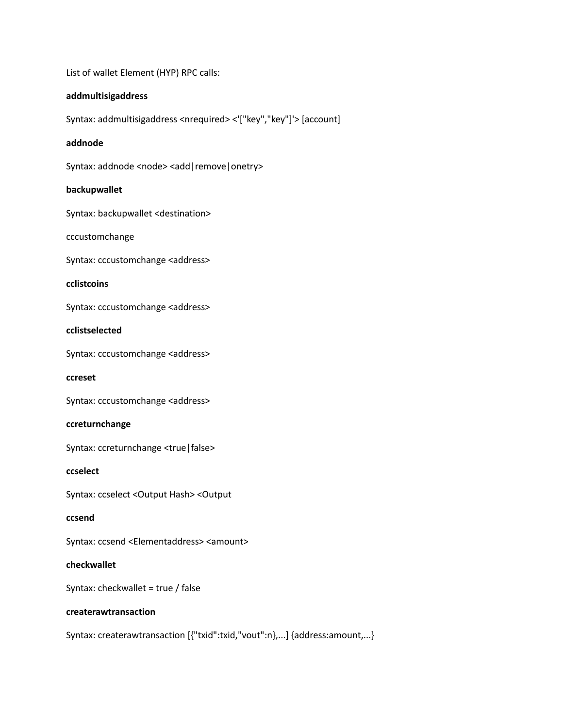List of wallet Element (HYP) RPC calls:

**addmultisigaddress**

Syntax: addmultisigaddress <nrequired> <'["key","key"]'> [account]

**addnode**

Syntax: addnode <node> <add|remove|onetry>

**backupwallet**

Syntax: backupwallet <destination>

cccustomchange

Syntax: cccustomchange <address>

**cclistcoins**

Syntax: cccustomchange <address>

**cclistselected**

Syntax: cccustomchange <address>

**ccreset**

Syntax: cccustomchange <address>

**ccreturnchange**

Syntax: ccreturnchange <true|false>

**ccselect**

Syntax: ccselect <Output Hash> <Output

**ccsend**

Syntax: ccsend <Elementaddress> <amount>

**checkwallet**

Syntax: checkwallet = true / false

**createrawtransaction**

Syntax: createrawtransaction [{"txid":txid,"vout":n},...] {address:amount,...}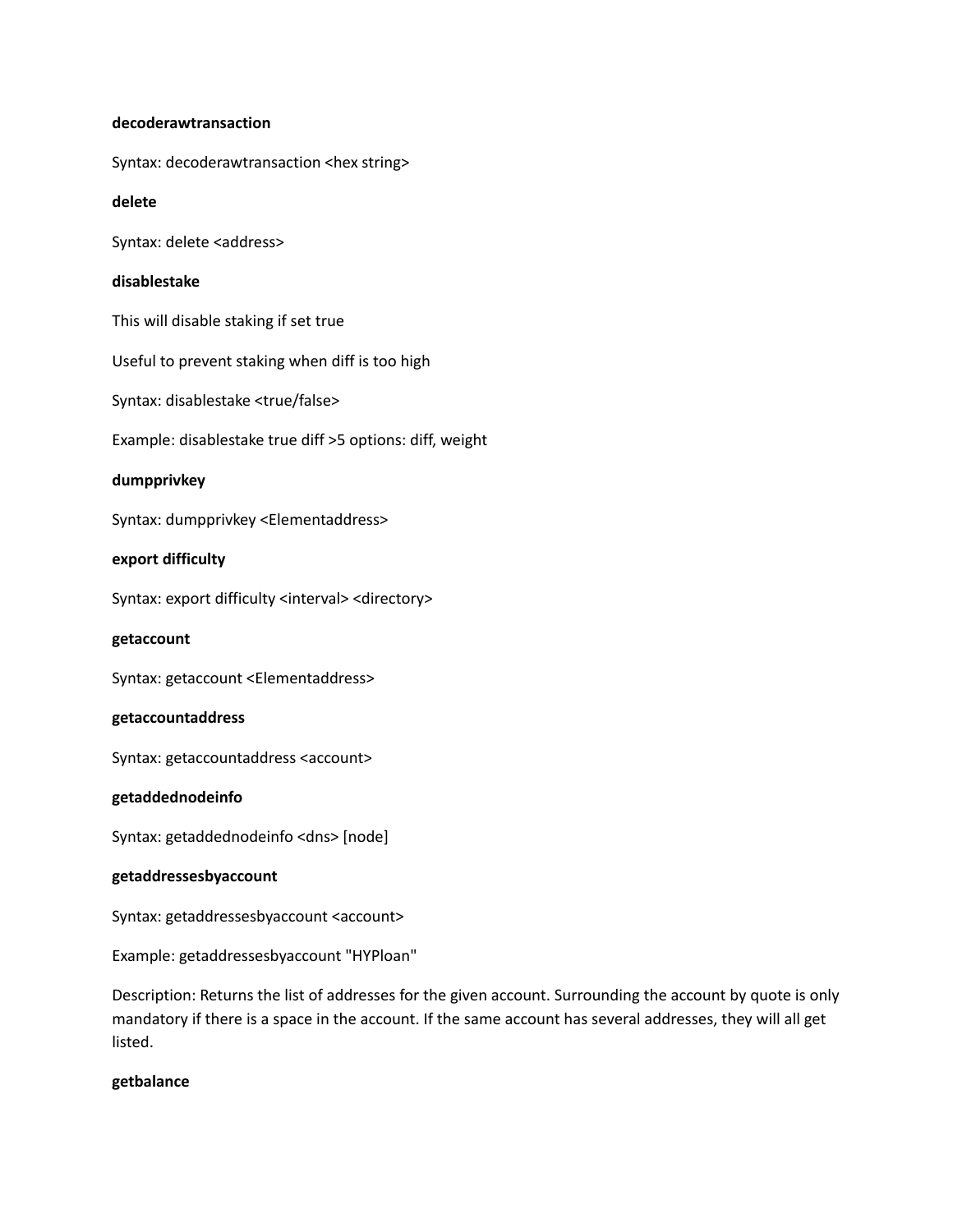**decoderawtransaction**

Syntax: decoderawtransaction <hex string>

**delete**

Syntax: delete <address>

**disablestake**

This will disable staking if set true

Useful to prevent staking when diff is too high

Syntax: disablestake <true/false>

Example: disablestake true diff >5 options: diff, weight

**dumpprivkey**

Syntax: dumpprivkey <Elementaddress>

**export difficulty**

Syntax: export difficulty <interval> <directory>

**getaccount**

Syntax: getaccount <Elementaddress>

**getaccountaddress**

Syntax: getaccountaddress <account>

**getaddednodeinfo**

Syntax: getaddednodeinfo <dns> [node]

**getaddressesbyaccount**

Syntax: getaddressesbyaccount <account>

Example: getaddressesbyaccount "HYPloan"

Description: Returns the list of addresses for the given account. Surrounding the account by quote is only mandatory if there is a space in the account. If the same account has several addresses, they will all get listed.

**getbalance**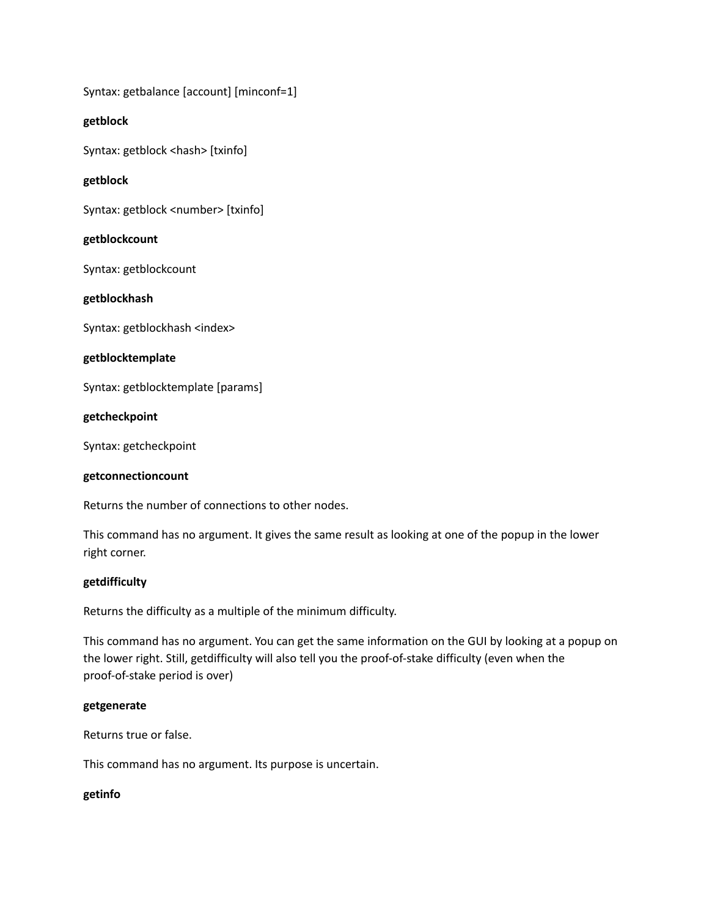Syntax: getbalance [account] [minconf=1]

**getblock**

Syntax: getblock <hash> [txinfo]

**getblock**

Syntax: getblock <number> [txinfo]

**getblockcount**

Syntax: getblockcount

**getblockhash**

Syntax: getblockhash <index>

**getblocktemplate**

Syntax: getblocktemplate [params]

**getcheckpoint**

Syntax: getcheckpoint

**getconnectioncount**

Returns the number of connections to other nodes.

This command has no argument. It gives the same result as looking at one of the popup in the lower right corner.

**getdifficulty**

Returns the difficulty as a multiple of the minimum difficulty.

This command has no argument. You can get the same information on the GUI by looking at a popup on the lower right. Still, getdifficulty will also tell you the proof-of-stake difficulty (even when the proof-of-stake period is over)

**getgenerate**

Returns true or false.

This command has no argument. Its purpose is uncertain.

**getinfo**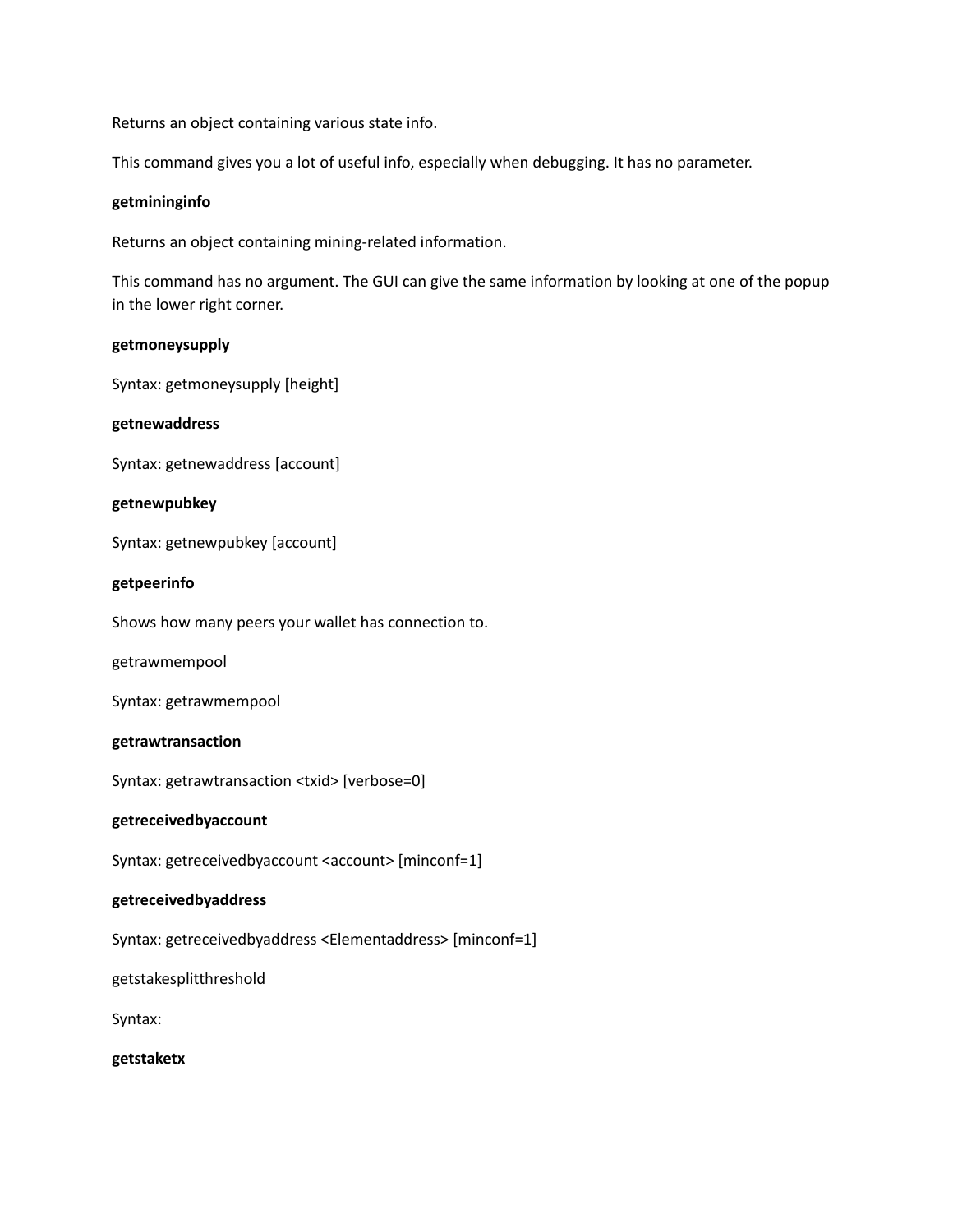Returns an object containing various state info.

This command gives you a lot of useful info, especially when debugging. It has no parameter.

**getmininginfo**

Returns an object containing mining-related information.

This command has no argument. The GUI can give the same information by looking at one of the popup in the lower right corner.

**getmoneysupply**

Syntax: getmoneysupply [height]

**getnewaddress**

Syntax: getnewaddress [account]

**getnewpubkey**

Syntax: getnewpubkey [account]

**getpeerinfo**

Shows how many peers your wallet has connection to.

getrawmempool

Syntax: getrawmempool

**getrawtransaction**

Syntax: getrawtransaction <txid> [verbose=0]

**getreceivedbyaccount**

Syntax: getreceivedbyaccount <account> [minconf=1]

**getreceivedbyaddress**

Syntax: getreceivedbyaddress <Elementaddress> [minconf=1]

getstakesplitthreshold

Syntax:

**getstaketx**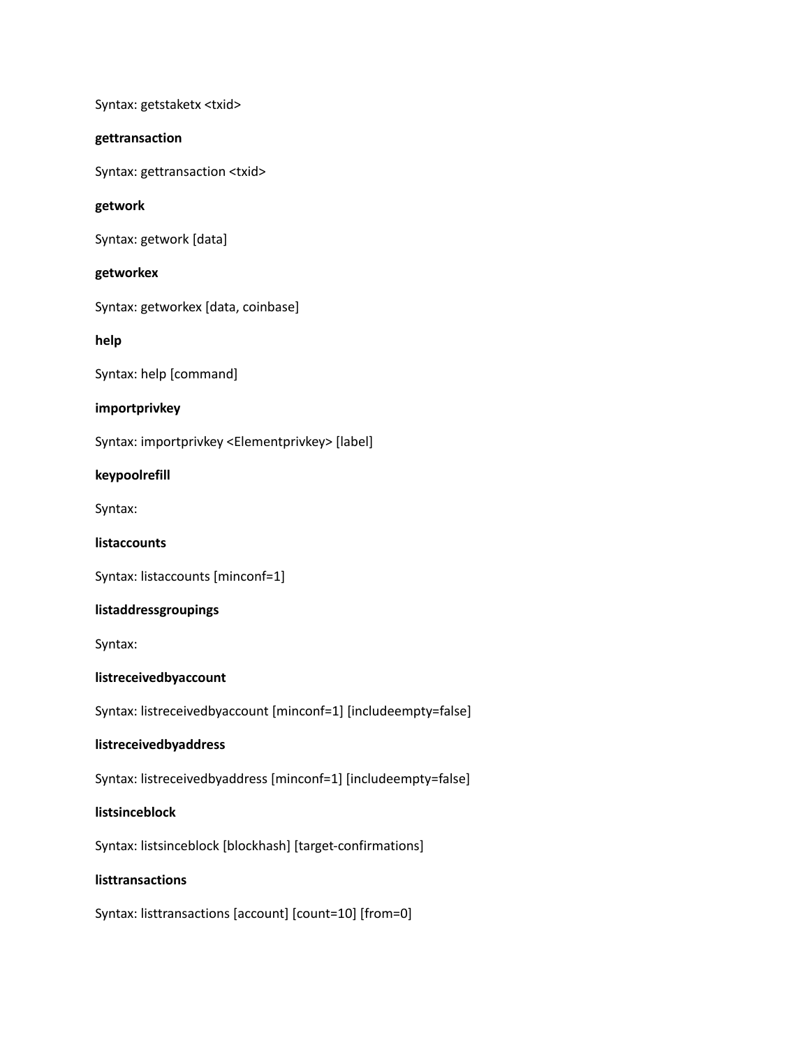Syntax: getstaketx <txid>

**gettransaction**

Syntax: gettransaction <txid>

**getwork**

Syntax: getwork [data]

**getworkex**

Syntax: getworkex [data, coinbase]

**help**

Syntax: help [command]

**importprivkey**

Syntax: importprivkey <Elementprivkey> [label]

**keypoolrefill**

Syntax:

**listaccounts**

Syntax: listaccounts [minconf=1]

**listaddressgroupings**

Syntax:

**listreceivedbyaccount**

Syntax: listreceivedbyaccount [minconf=1] [includeempty=false]

**listreceivedbyaddress**

Syntax: listreceivedbyaddress [minconf=1] [includeempty=false]

**listsinceblock**

Syntax: listsinceblock [blockhash] [target-confirmations]

**listtransactions**

Syntax: listtransactions [account] [count=10] [from=0]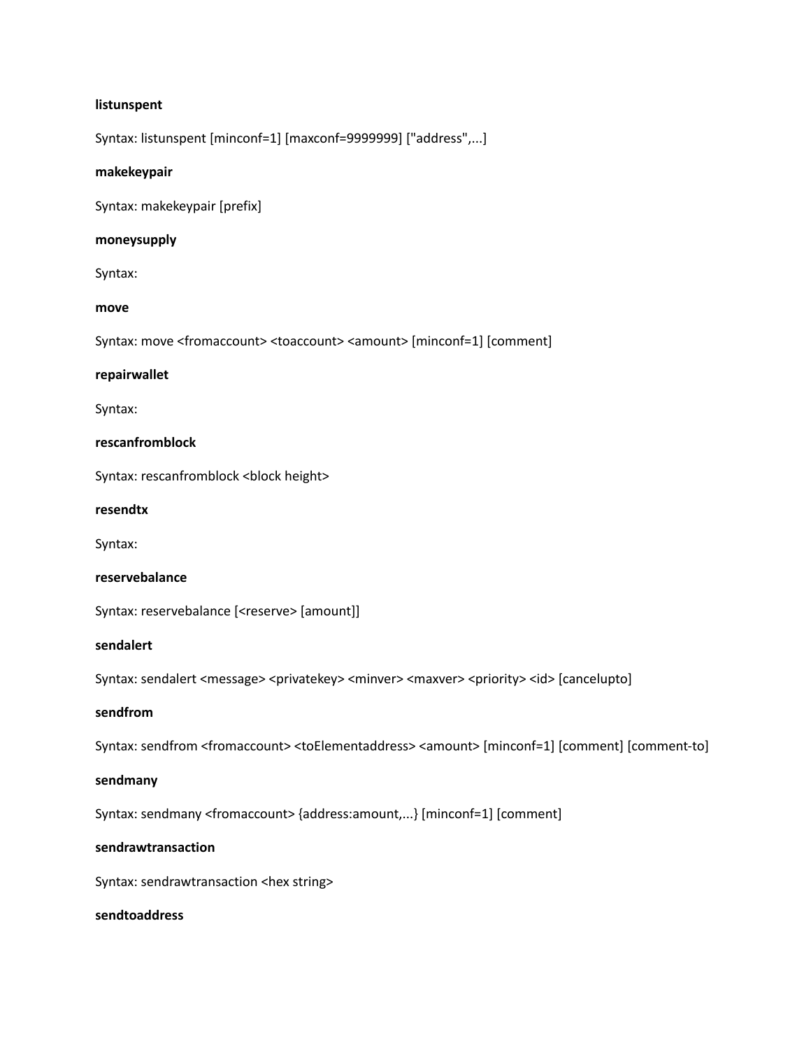**listunspent**

Syntax: listunspent [minconf=1] [maxconf=9999999] ["address",...]

**makekeypair**

Syntax: makekeypair [prefix]

**moneysupply**

Syntax:

**move**

Syntax: move <fromaccount> <toaccount> <amount> [minconf=1] [comment]

**repairwallet**

Syntax:

**rescanfromblock**

Syntax: rescanfromblock <block height>

**resendtx**

Syntax:

**reservebalance**

Syntax: reservebalance [<reserve> [amount]]

**sendalert**

Syntax: sendalert <message> <privatekey> <minver> <maxver> <priority> <id> [cancelupto]

**sendfrom**

Syntax: sendfrom <fromaccount> <toElementaddress> <amount> [minconf=1] [comment] [comment-to]

**sendmany**

Syntax: sendmany <fromaccount> {address:amount,...} [minconf=1] [comment]

**sendrawtransaction**

Syntax: sendrawtransaction <hex string>

**sendtoaddress**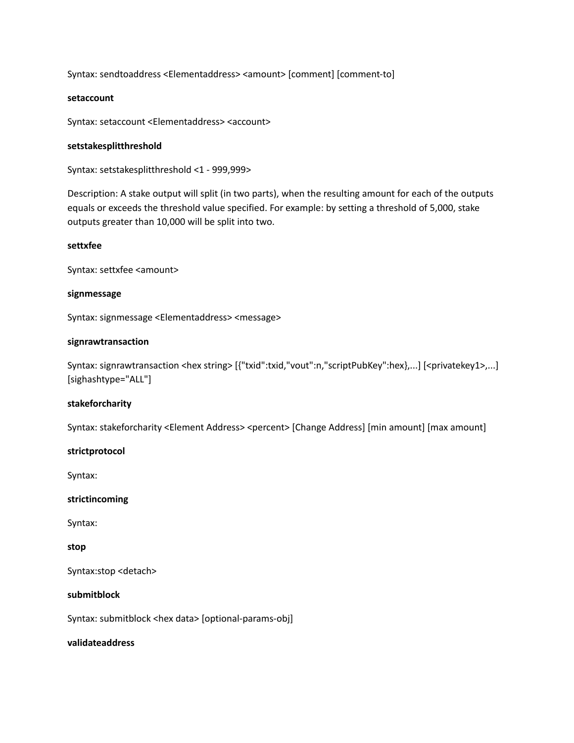Syntax: sendtoaddress <Elementaddress> <amount> [comment] [comment-to]

**setaccount**

Syntax: setaccount <Elementaddress> <account>

**setstakesplitthreshold**

Syntax: setstakesplitthreshold <1 - 999,999>

Description: A stake output will split (in two parts), when the resulting amount for each of the outputs equals or exceeds the threshold value specified. For example: by setting a threshold of 5,000, stake outputs greater than 10,000 will be split into two.

**settxfee**

Syntax: settxfee <amount>

**signmessage**

Syntax: signmessage <Elementaddress> <message>

**signrawtransaction**

Syntax: signrawtransaction <hex string> [{"txid":txid,"vout":n,"scriptPubKey":hex},...] [<privatekey1>,...] [sighashtype="ALL"]

**stakeforcharity**

Syntax: stakeforcharity <Element Address> <percent> [Change Address] [min amount] [max amount]

**strictprotocol**

Syntax:

**strictincoming**

Syntax:

**stop**

Syntax:stop <detach>

**submitblock**

Syntax: submitblock <hex data> [optional-params-obj]

**validateaddress**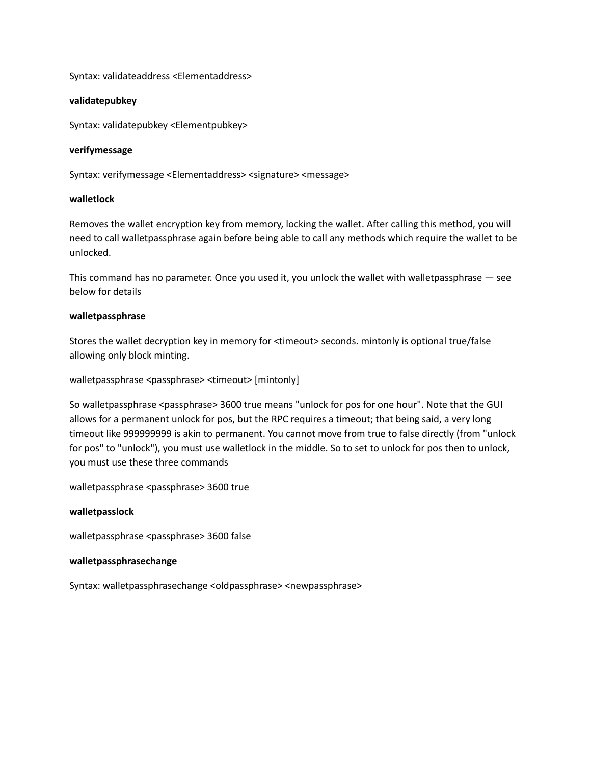Syntax: validateaddress <Elementaddress>

**validatepubkey**

Syntax: validatepubkey <Elementpubkey>

**verifymessage**

Syntax: verifymessage <Elementaddress> <signature> <message>

**walletlock**

Removes the wallet encryption key from memory, locking the wallet. After calling this method, you will need to call walletpassphrase again before being able to call any methods which require the wallet to be unlocked.

This command has no parameter. Once you used it, you unlock the wallet with walletpassphrase — see below for details

**walletpassphrase**

Stores the wallet decryption key in memory for <timeout> seconds. mintonly is optional true/false allowing only block minting.

walletpassphrase <passphrase> <timeout> [mintonly]

So walletpassphrase <passphrase> 3600 true means "unlock for pos for one hour". Note that the GUI allows for a permanent unlock for pos, but the RPC requires a timeout; that being said, a very long timeout like 999999999 is akin to permanent. You cannot move from true to false directly (from "unlock for pos" to "unlock"), you must use walletlock in the middle. So to set to unlock for pos then to unlock, you must use these three commands

walletpassphrase <passphrase> 3600 true

**walletpasslock**

walletpassphrase <passphrase> 3600 false

**walletpassphrasechange**

Syntax: walletpassphrasechange <oldpassphrase> <newpassphrase>